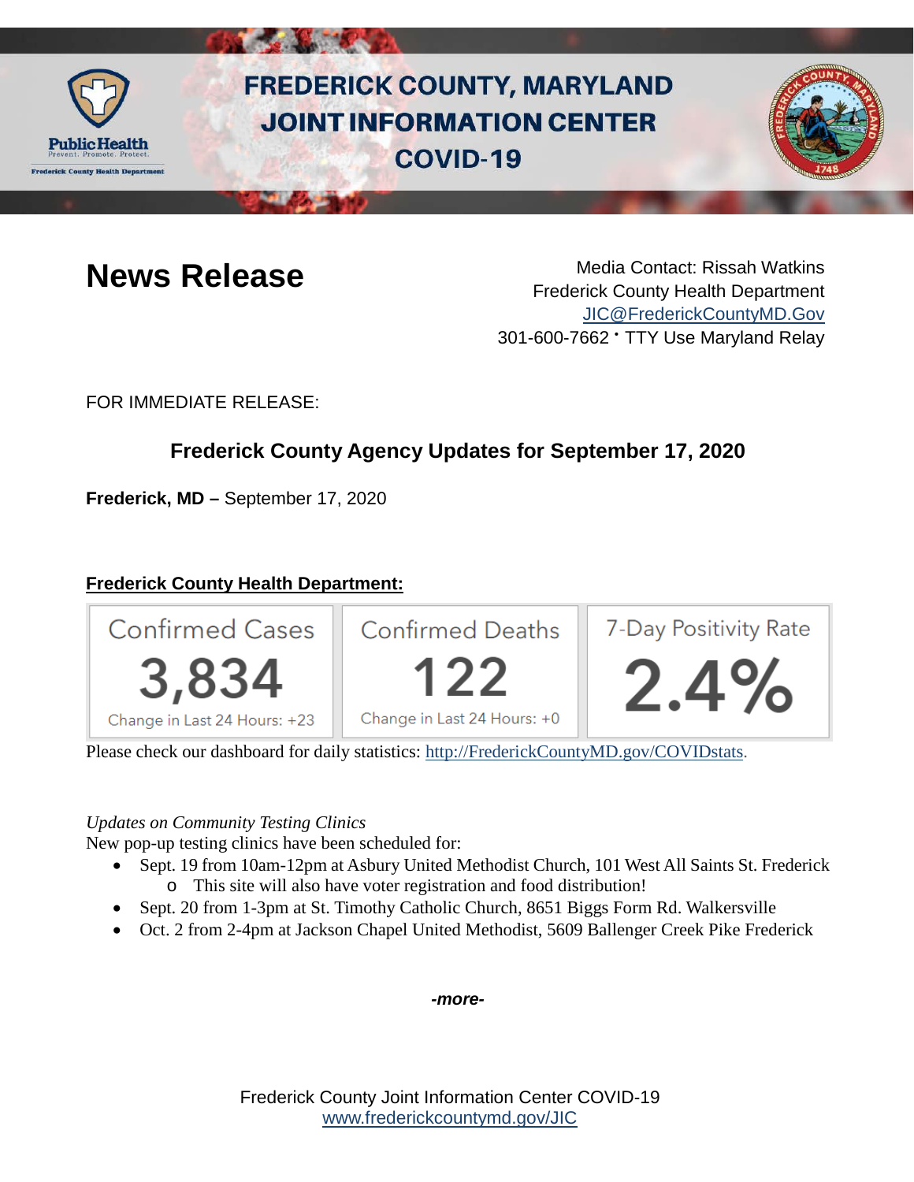# FREDERICK COUNTY, MARYLAND
# JOINT INFORMATION CENTER
# COVID-19

## News Release

Media Contact: Rissah Watkins
Frederick County Health Department
JIC@FrederickCountyMD.Gov
301-600-7662 • TTY Use Maryland Relay

FOR IMMEDIATE RELEASE:

### Frederick County Agency Updates for September 17, 2020

**Frederick, MD –** September 17, 2020

**Frederick County Health Department:**

| Confirmed Cases | Confirmed Deaths | 7-Day Positivity Rate |
|---|---|---|
| 3,834 | 122 | 2.4% |
| Change in Last 24 Hours: +23 | Change in Last 24 Hours: +0 | |

Please check our dashboard for daily statistics: http://FrederickCountyMD.gov/COVIDstats.

*Updates on Community Testing Clinics*
New pop-up testing clinics have been scheduled for:

- Sept. 19 from 10am-12pm at Asbury United Methodist Church, 101 West All Saints St. Frederick
    - This site will also have voter registration and food distribution!
- Sept. 20 from 1-3pm at St. Timothy Catholic Church, 8651 Biggs Form Rd. Walkersville
- Oct. 2 from 2-4pm at Jackson Chapel United Methodist, 5609 Ballenger Creek Pike Frederick

***-more-***

Frederick County Joint Information Center COVID-19
www.frederickcountymd.gov/JIC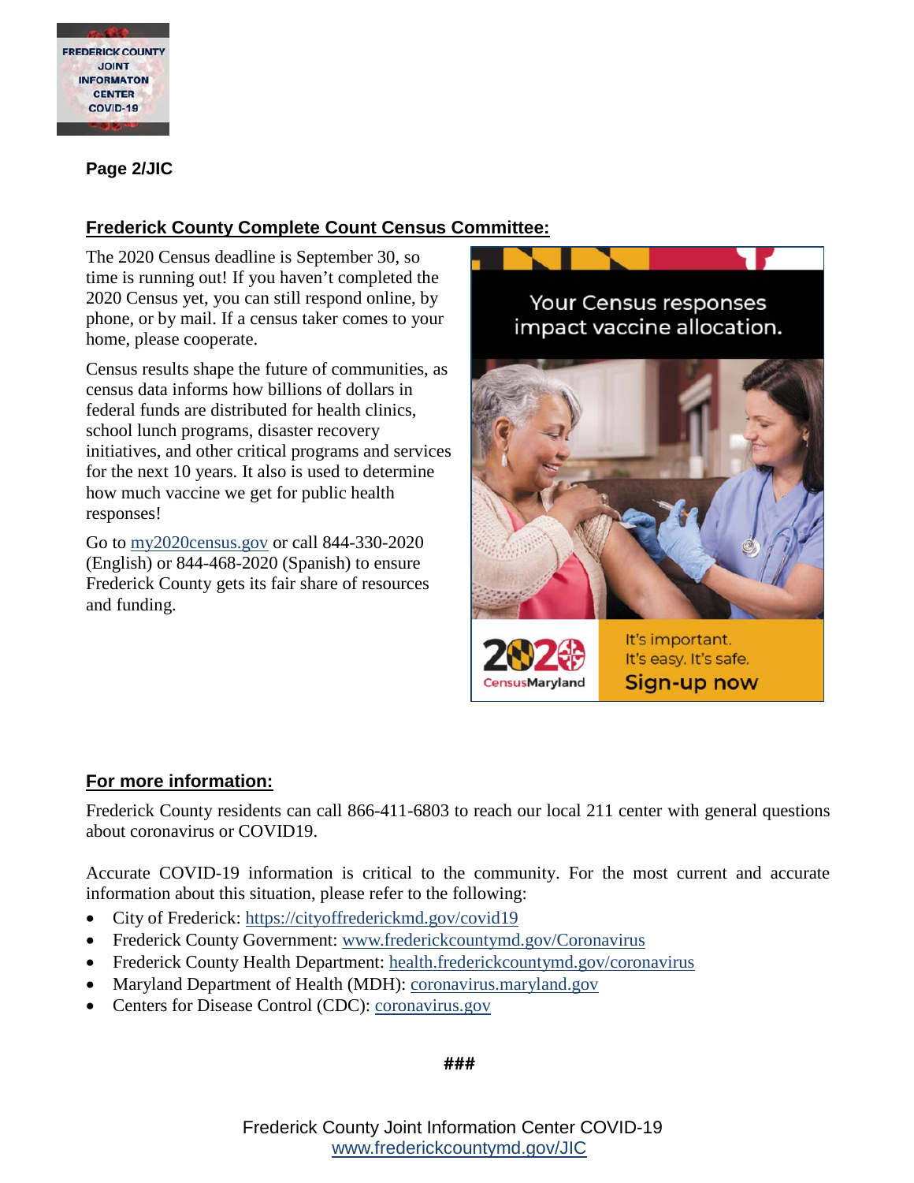**Page 2/JIC**

## Frederick County Complete Count Census Committee:

The 2020 Census deadline is September 30, so time is running out! If you haven't completed the 2020 Census yet, you can still respond online, by phone, or by mail. If a census taker comes to your home, please cooperate.

Census results shape the future of communities, as census data informs how billions of dollars in federal funds are distributed for health clinics, school lunch programs, disaster recovery initiatives, and other critical programs and services for the next 10 years. It also is used to determine how much vaccine we get for public health responses!

Go to [my2020census.gov](my2020census.gov) or call 844-330-2020 (English) or 844-468-2020 (Spanish) to ensure Frederick County gets its fair share of resources and funding.

Your Census responses impact vaccine allocation.

2020 CensusMaryland

It's important. It's easy. It's safe.

Sign-up now

## For more information:

Frederick County residents can call 866-411-6803 to reach our local 211 center with general questions about coronavirus or COVID19.

Accurate COVID-19 information is critical to the community. For the most current and accurate information about this situation, please refer to the following:

- City of Frederick: https://cityoffrederickmd.gov/covid19
- Frederick County Government: www.frederickcountymd.gov/Coronavirus
- Frederick County Health Department: health.frederickcountymd.gov/coronavirus
- Maryland Department of Health (MDH): coronavirus.maryland.gov
- Centers for Disease Control (CDC): coronavirus.gov

###

Frederick County Joint Information Center COVID-19
www.frederickcountymd.gov/JIC